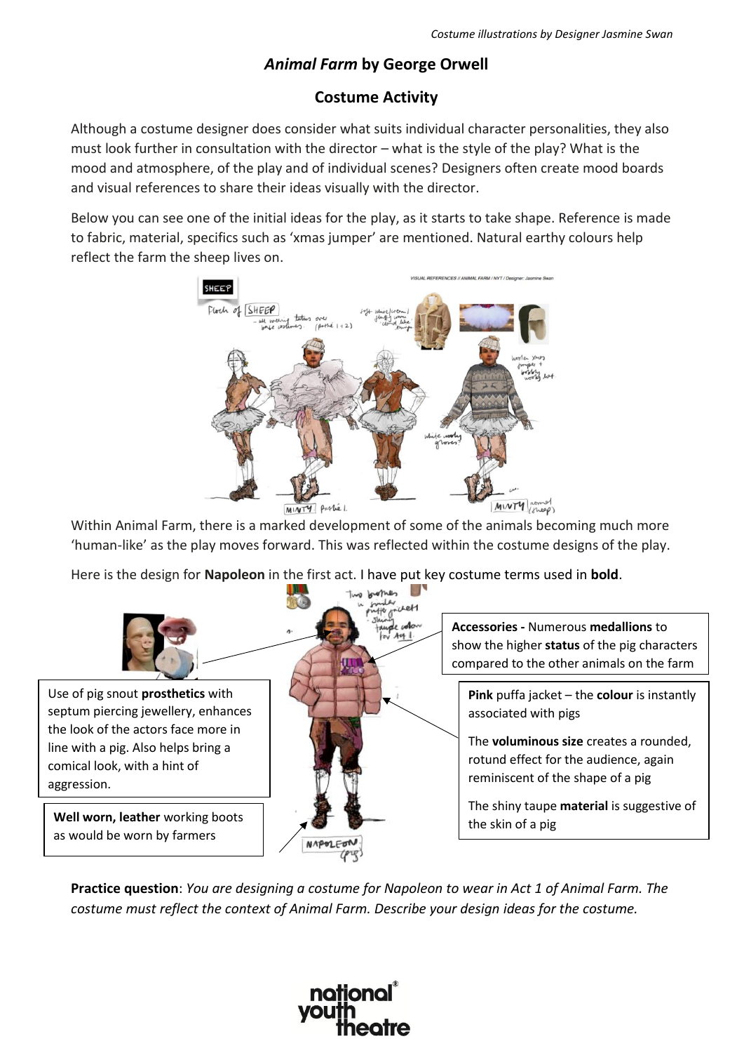*Costume illustrations by Designer Jasmine Swan*

# *Animal Farm* by George Orwell

## Costume Activity

Although a costume designer does consider what suits individual character personalities, they also must look further in consultation with the director – what is the style of the play? What is the mood and atmosphere, of the play and of individual scenes? Designers often create mood boards and visual references to share their ideas visually with the director.

Below you can see one of the initial ideas for the play, as it starts to take shape. Reference is made to fabric, material, specifics such as 'xmas jumper' are mentioned. Natural earthy colours help reflect the farm the sheep lives on.

Within Animal Farm, there is a marked development of some of the animals becoming much more 'human-like' as the play moves forward. This was reflected within the costume designs of the play.

Here is the design for **Napoleon** in the first act. I have put key costume terms used in **bold**.

Use of pig snout **prosthetics** with septum piercing jewellery, enhances the look of the actors face more in line with a pig. Also helps bring a comical look, with a hint of aggression.

**Well worn, leather** working boots as would be worn by farmers

**Accessories -** Numerous **medallions** to show the higher **status** of the pig characters compared to the other animals on the farm

**Pink** puffa jacket – the **colour** is instantly associated with pigs

The **voluminous size** creates a rounded, rotund effect for the audience, again reminiscent of the shape of a pig

The shiny taupe **material** is suggestive of the skin of a pig

**Practice question**: *You are designing a costume for Napoleon to wear in Act 1 of Animal Farm. The costume must reflect the context of Animal Farm. Describe your design ideas for the costume.*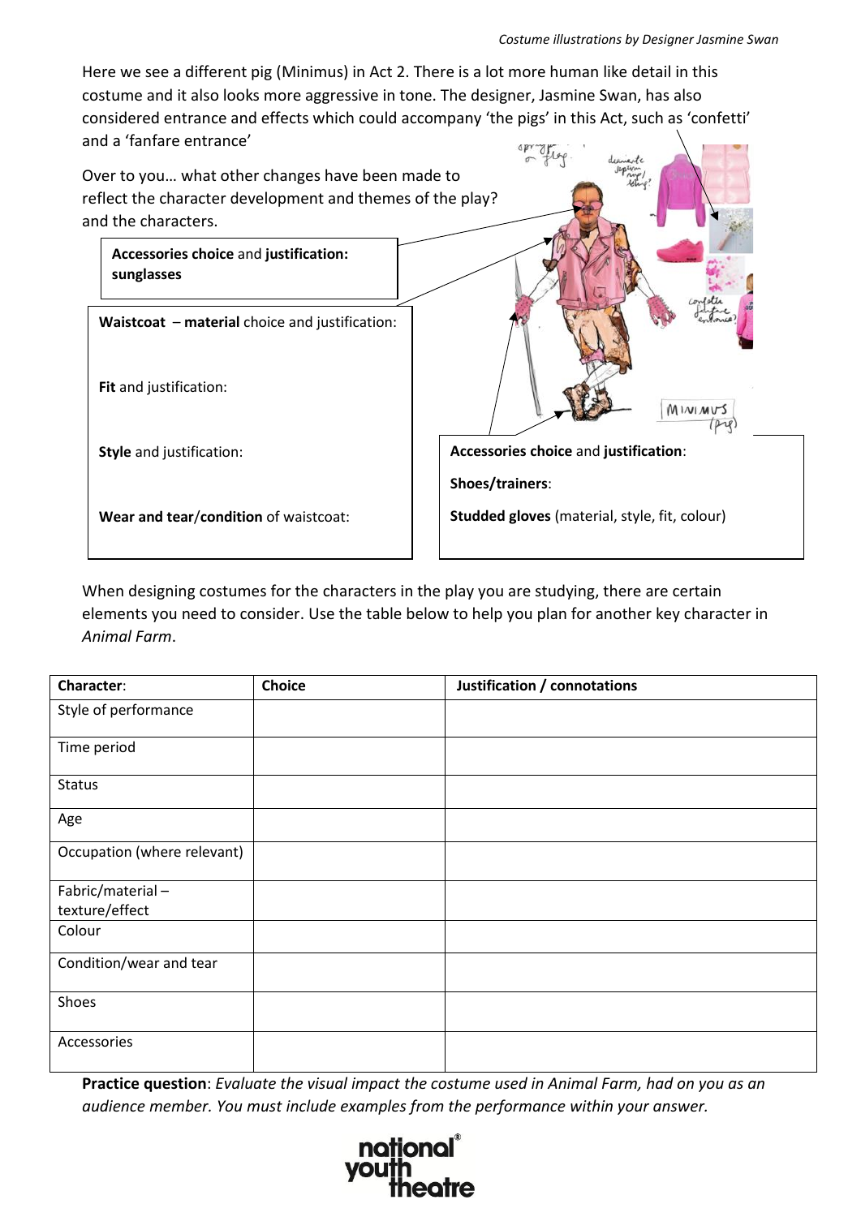*Costume illustrations by Designer Jasmine Swan*

Here we see a different pig (Minimus) in Act 2. There is a lot more human like detail in this costume and it also looks more aggressive in tone. The designer, Jasmine Swan, has also considered entrance and effects which could accompany 'the pigs' in this Act, such as 'confetti' and a 'fanfare entrance'

Over to you… what other changes have been made to reflect the character development and themes of the play? and the characters.

**Accessories choice** and **justification: sunglasses**

**Waistcoat** – **material** choice and justification:

**Fit** and justification:

**Style** and justification:

**Wear and tear**/**condition** of waistcoat:

**Accessories choice** and **justification**:

**Shoes/trainers**:

**Studded gloves** (material, style, fit, colour)

When designing costumes for the characters in the play you are studying, there are certain elements you need to consider. Use the table below to help you plan for another key character in *Animal Farm*.

| Character: | Choice | Justification / connotations |
|---|---|---|
| Style of performance | | |
| Time period | | |
| Status | | |
| Age | | |
| Occupation (where relevant) | | |
| Fabric/material – texture/effect | | |
| Colour | | |
| Condition/wear and tear | | |
| Shoes | | |
| Accessories | | |

**Practice question**: *Evaluate the visual impact the costume used in Animal Farm, had on you as an audience member. You must include examples from the performance within your answer.*